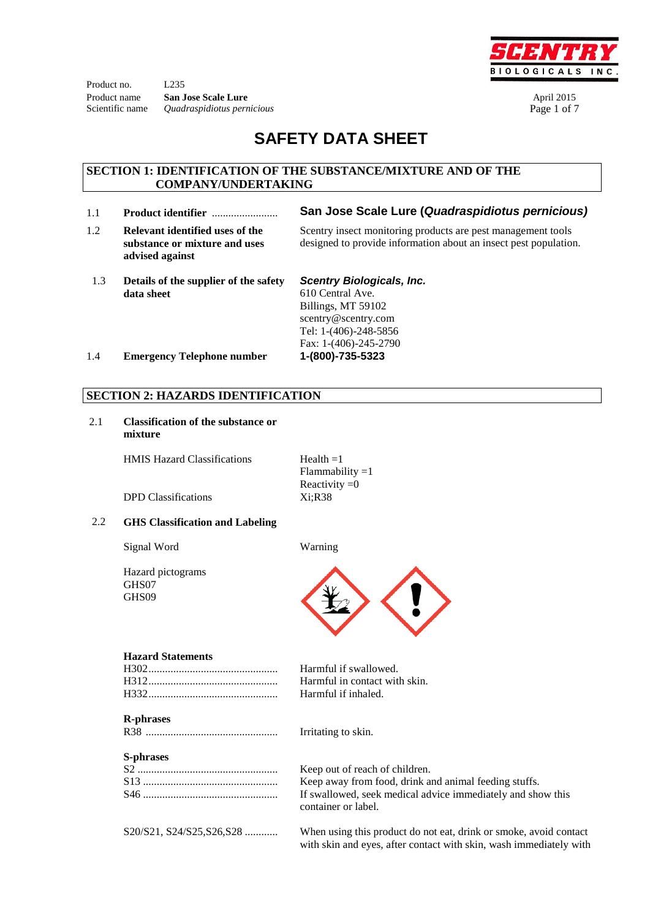Product no. L235
Product name **San Jose Scale Lure**
Scientific name *Quadraspidiotus pernicious*

April 2015

# SAFETY DATA SHEET

## SECTION 1: IDENTIFICATION OF THE SUBSTANCE/MIXTURE AND OF THE COMPANY/UNDERTAKING

| | | |
|---|---|---|
| 1.1 | **Product identifier** ........................ | **San Jose Scale Lure (*Quadraspidiotus pernicious*)** |
| 1.2 | **Relevant identified uses of the substance or mixture and uses advised against** | Scentry insect monitoring products are pest management tools designed to provide information about an insect pest population. |
| 1.3 | **Details of the supplier of the safety data sheet** | ***Scentry Biologicals, Inc.***<br>610 Central Ave.<br>Billings, MT 59102<br>scentry@scentry.com<br>Tel: 1-(406)-248-5856<br>Fax: 1-(406)-245-2790 |
| 1.4 | **Emergency Telephone number** | **1-(800)-735-5323** |

## SECTION 2: HAZARDS IDENTIFICATION

2.1 **Classification of the substance or mixture**

| | |
|---|---|
| HMIS Hazard Classifications | Health =1<br>Flammability =1<br>Reactivity =0 |
| DPD Classifications | Xi;R38 |

2.2 **GHS Classification and Labeling**

| | |
|---|---|
| Signal Word | Warning |
| Hazard pictograms<br>GHS07<br>GHS09 | |

**Hazard Statements**

| | |
|---|---|
| H302............................................... | Harmful if swallowed. |
| H312............................................... | Harmful in contact with skin. |
| H332............................................... | Harmful if inhaled. |

**R-phrases**

| | |
|---|---|
| R38 ............................................... | Irritating to skin. |

**S-phrases**

| | |
|---|---|
| S2 .................................................. | Keep out of reach of children. |
| S13 ................................................ | Keep away from food, drink and animal feeding stuffs. |
| S46 ................................................ | If swallowed, seek medical advice immediately and show this container or label. |
| S20/S21, S24/S25,S26,S28 ............ | When using this product do not eat, drink or smoke, avoid contact with skin and eyes, after contact with skin, wash immediately with |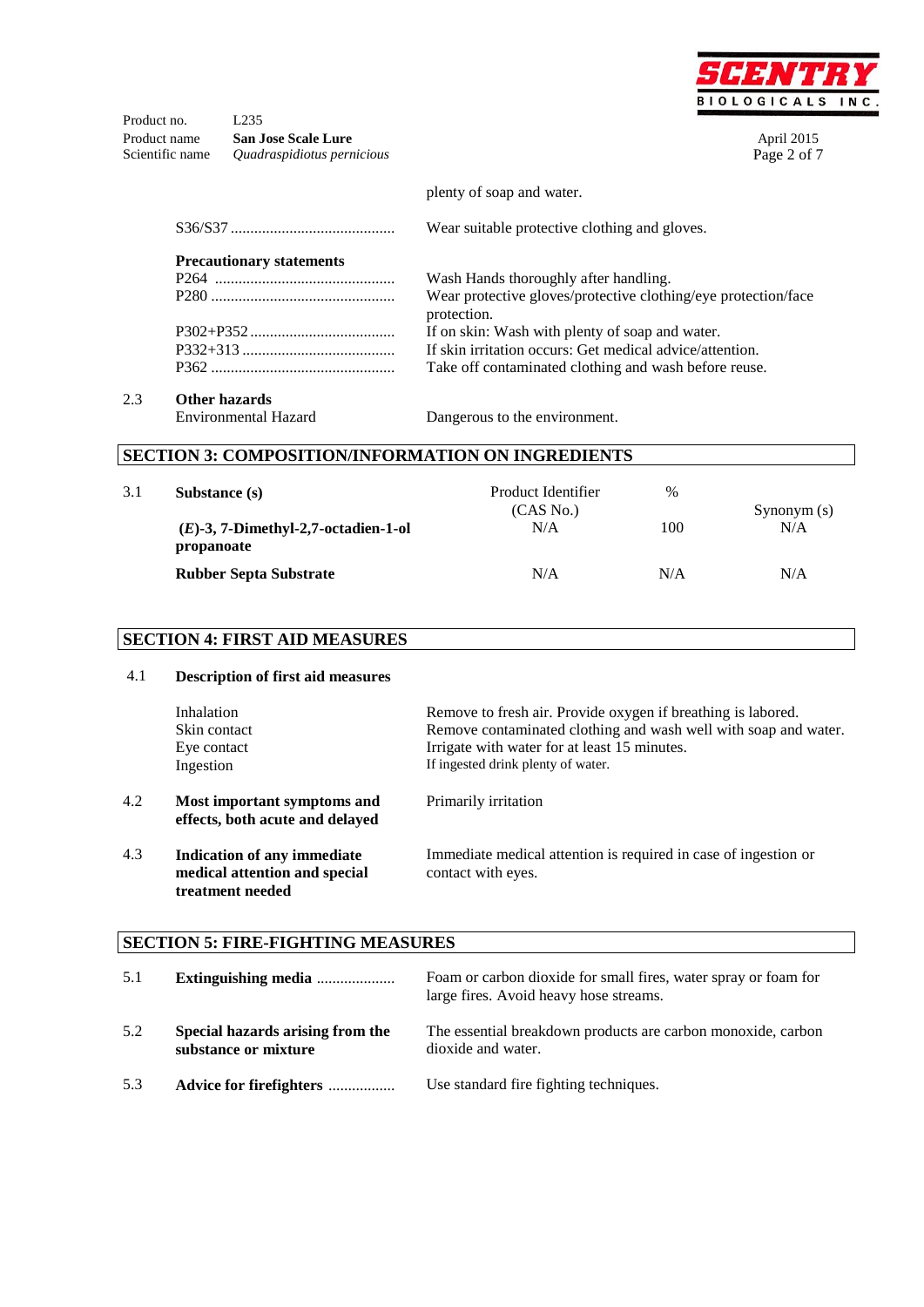plenty of soap and water.

S36/S37 .......................................... Wear suitable protective clothing and gloves.

**Precautionary statements**

| | |
|---|---|
| P264 | Wash Hands thoroughly after handling. |
| P280 | Wear protective gloves/protective clothing/eye protection/face protection. |
| P302+P352 | If on skin: Wash with plenty of soap and water. |
| P332+313 | If skin irritation occurs: Get medical advice/attention. |
| P362 | Take off contaminated clothing and wash before reuse. |

2.3 **Other hazards**

Environmental Hazard — Dangerous to the environment.

## SECTION 3: COMPOSITION/INFORMATION ON INGREDIENTS

3.1

| **Substance (s)** | Product Identifier (CAS No.) | % | Synonym (s) |
|---|---|---|---|
| **(*E*)-3, 7-Dimethyl-2,7-octadien-1-ol propanoate** | N/A | 100 | N/A |
| **Rubber Septa Substrate** | N/A | N/A | N/A |

## SECTION 4: FIRST AID MEASURES

4.1 **Description of first aid measures**

| | |
|---|---|
| Inhalation | Remove to fresh air. Provide oxygen if breathing is labored. |
| Skin contact | Remove contaminated clothing and wash well with soap and water. |
| Eye contact | Irrigate with water for at least 15 minutes. |
| Ingestion | If ingested drink plenty of water. |

4.2 **Most important symptoms and effects, both acute and delayed** — Primarily irritation

4.3 **Indication of any immediate medical attention and special treatment needed** — Immediate medical attention is required in case of ingestion or contact with eyes.

## SECTION 5: FIRE-FIGHTING MEASURES

5.1 **Extinguishing media** .................... Foam or carbon dioxide for small fires, water spray or foam for large fires. Avoid heavy hose streams.

5.2 **Special hazards arising from the substance or mixture** — The essential breakdown products are carbon monoxide, carbon dioxide and water.

5.3 **Advice for firefighters** ................. Use standard fire fighting techniques.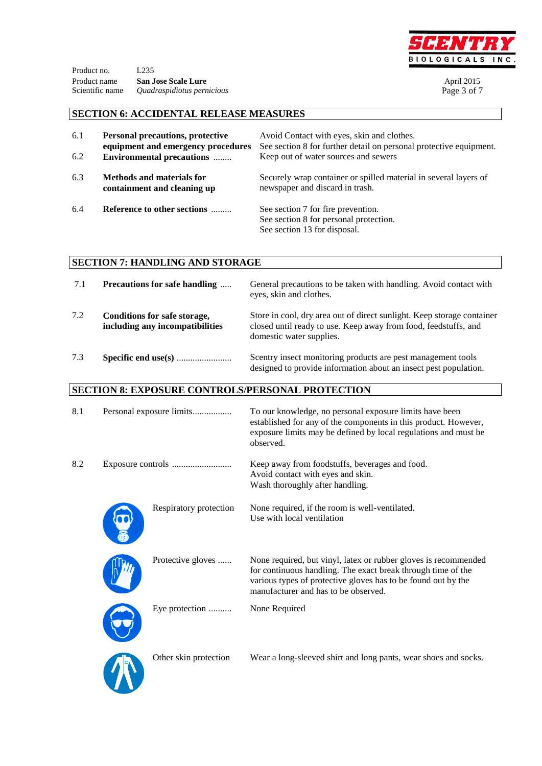Product no. L235
Product name **San Jose Scale Lure**
Scientific name *Quadraspidiotus perniciosus*

April 2015

## SECTION 6: ACCIDENTAL RELEASE MEASURES

| | | |
|---|---|---|
| 6.1 | **Personal precautions, protective equipment and emergency procedures** | Avoid Contact with eyes, skin and clothes. See section 8 for further detail on personal protective equipment. |
| 6.2 | **Environmental precautions** ........ | Keep out of water sources and sewers |
| 6.3 | **Methods and materials for containment and cleaning up** | Securely wrap container or spilled material in several layers of newspaper and discard in trash. |
| 6.4 | **Reference to other sections** ......... | See section 7 for fire prevention. See section 8 for personal protection. See section 13 for disposal. |

## SECTION 7: HANDLING AND STORAGE

| | | |
|---|---|---|
| 7.1 | **Precautions for safe handling** ..... | General precautions to be taken with handling. Avoid contact with eyes, skin and clothes. |
| 7.2 | **Conditions for safe storage, including any incompatibilities** | Store in cool, dry area out of direct sunlight. Keep storage container closed until ready to use. Keep away from food, feedstuffs, and domestic water supplies. |
| 7.3 | **Specific end use(s)** ........................ | Scentry insect monitoring products are pest management tools designed to provide information about an insect pest population. |

## SECTION 8: EXPOSURE CONTROLS/PERSONAL PROTECTION

| | | |
|---|---|---|
| 8.1 | Personal exposure limits................. | To our knowledge, no personal exposure limits have been established for any of the components in this product. However, exposure limits may be defined by local regulations and must be observed. |
| 8.2 | Exposure controls .......................... | Keep away from foodstuffs, beverages and food. Avoid contact with eyes and skin. Wash thoroughly after handling. |
| | Respiratory protection | None required, if the room is well-ventilated. Use with local ventilation |
| | Protective gloves ...... | None required, but vinyl, latex or rubber gloves is recommended for continuous handling. The exact break through time of the various types of protective gloves has to be found out by the manufacturer and has to be observed. |
| | Eye protection .......... | None Required |
| | Other skin protection | Wear a long-sleeved shirt and long pants, wear shoes and socks. |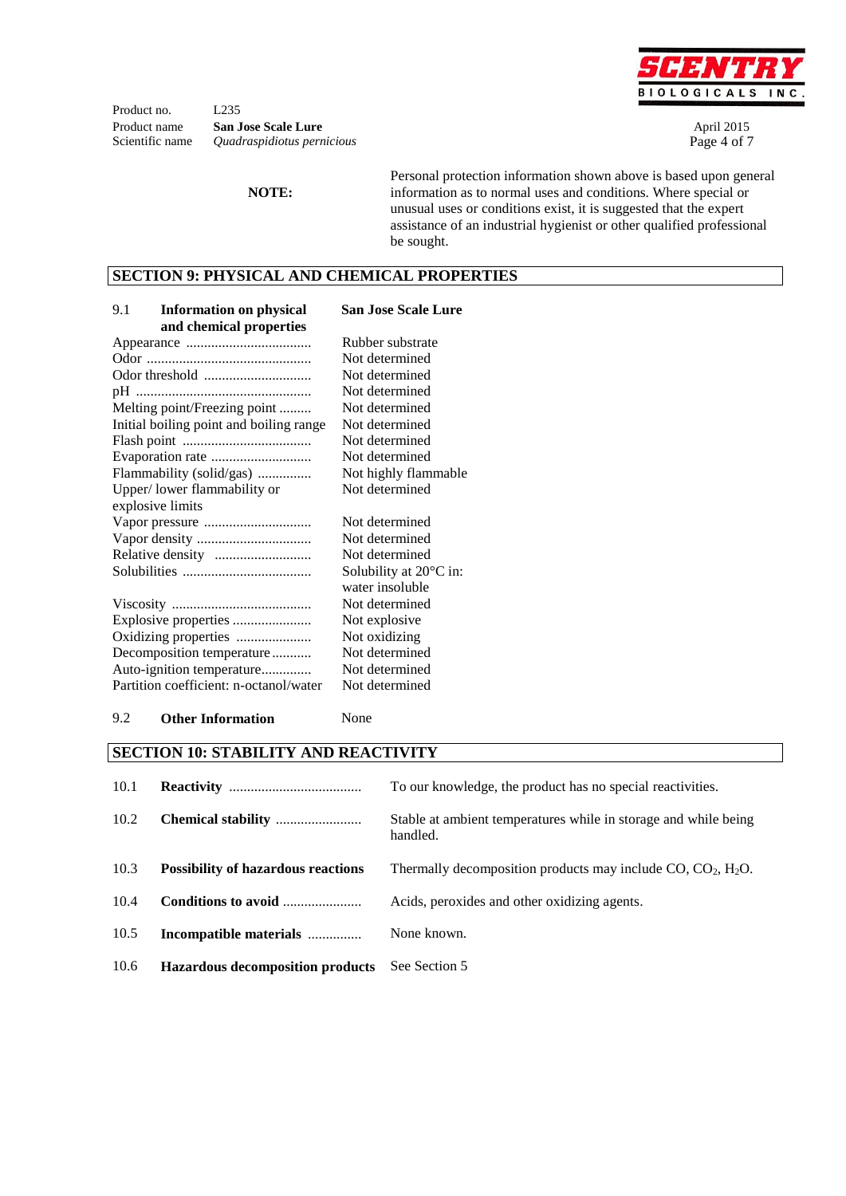**NOTE:** Personal protection information shown above is based upon general information as to normal uses and conditions. Where special or unusual uses or conditions exist, it is suggested that the expert assistance of an industrial hygienist or other qualified professional be sought.

## SECTION 9: PHYSICAL AND CHEMICAL PROPERTIES

| 9.1 **Information on physical and chemical properties** | **San Jose Scale Lure** |
|---|---|
| Appearance | Rubber substrate |
| Odor | Not determined |
| Odor threshold | Not determined |
| pH | Not determined |
| Melting point/Freezing point | Not determined |
| Initial boiling point and boiling range | Not determined |
| Flash point | Not determined |
| Evaporation rate | Not determined |
| Flammability (solid/gas) | Not highly flammable |
| Upper/ lower flammability or explosive limits | Not determined |
| Vapor pressure | Not determined |
| Vapor density | Not determined |
| Relative density | Not determined |
| Solubilities | Solubility at 20°C in: water insoluble |
| Viscosity | Not determined |
| Explosive properties | Not explosive |
| Oxidizing properties | Not oxidizing |
| Decomposition temperature | Not determined |
| Auto-ignition temperature | Not determined |
| Partition coefficient: n-octanol/water | Not determined |

9.2 **Other Information** None

## SECTION 10: STABILITY AND REACTIVITY

| | | |
|---|---|---|
| 10.1 | **Reactivity** | To our knowledge, the product has no special reactivities. |
| 10.2 | **Chemical stability** | Stable at ambient temperatures while in storage and while being handled. |
| 10.3 | **Possibility of hazardous reactions** | Thermally decomposition products may include CO, $CO_2$, $H_2O$. |
| 10.4 | **Conditions to avoid** | Acids, peroxides and other oxidizing agents. |
| 10.5 | **Incompatible materials** | None known. |
| 10.6 | **Hazardous decomposition products** | See Section 5 |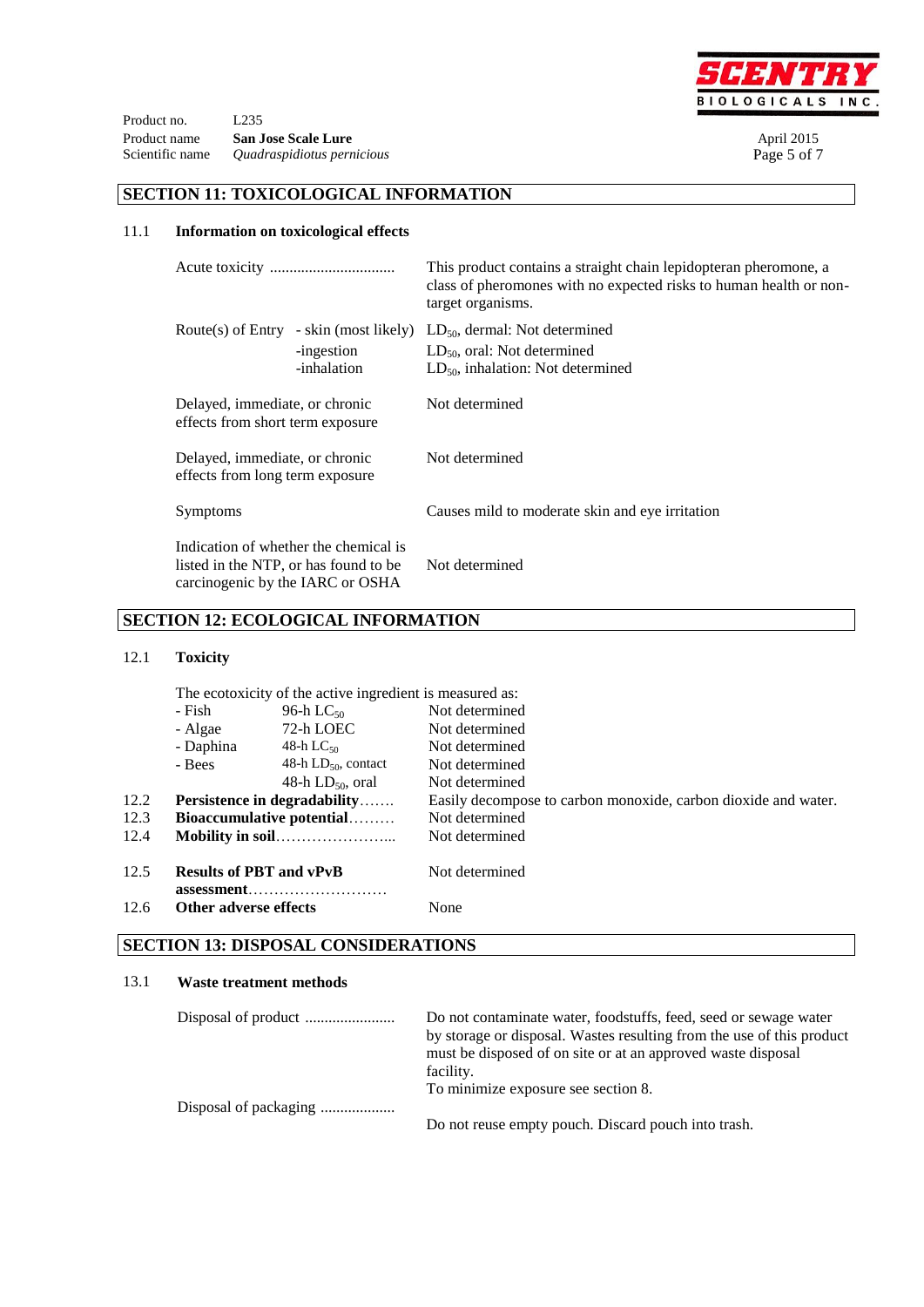## SECTION 11: TOXICOLOGICAL INFORMATION

11.1 **Information on toxicological effects**

| | |
|---|---|
| Acute toxicity ................................ | This product contains a straight chain lepidopteran pheromone, a class of pheromones with no expected risks to human health or non-target organisms. |
| Route(s) of Entry - skin (most likely) -ingestion -inhalation | $LD_{50}$, dermal: Not determined $LD_{50}$, oral: Not determined $LD_{50}$, inhalation: Not determined |
| Delayed, immediate, or chronic effects from short term exposure | Not determined |
| Delayed, immediate, or chronic effects from long term exposure | Not determined |
| Symptoms | Causes mild to moderate skin and eye irritation |
| Indication of whether the chemical is listed in the NTP, or has found to be carcinogenic by the IARC or OSHA | Not determined |

## SECTION 12: ECOLOGICAL INFORMATION

12.1 **Toxicity**

The ecotoxicity of the active ingredient is measured as:

| | | |
|---|---|---|
| - Fish | 96-h $LC_{50}$ | Not determined |
| - Algae | 72-h LOEC | Not determined |
| - Daphina | 48-h $LC_{50}$ | Not determined |
| - Bees | 48-h $LD_{50}$, contact | Not determined |
| | 48-h $LD_{50}$, oral | Not determined |

12.2 **Persistence in degradability**....... Easily decompose to carbon monoxide, carbon dioxide and water.

12.3 **Bioaccumulative potential**......... Not determined

12.4 **Mobility in soil**..........................  Not determined

12.5 **Results of PBT and vPvB assessment**........................... Not determined

12.6 **Other adverse effects** None

## SECTION 13: DISPOSAL CONSIDERATIONS

13.1 **Waste treatment methods**

| | |
|---|---|
| Disposal of product ....................... | Do not contaminate water, foodstuffs, feed, seed or sewage water by storage or disposal. Wastes resulting from the use of this product must be disposed of on site or at an approved waste disposal facility. To minimize exposure see section 8. |
| Disposal of packaging ................... | Do not reuse empty pouch. Discard pouch into trash. |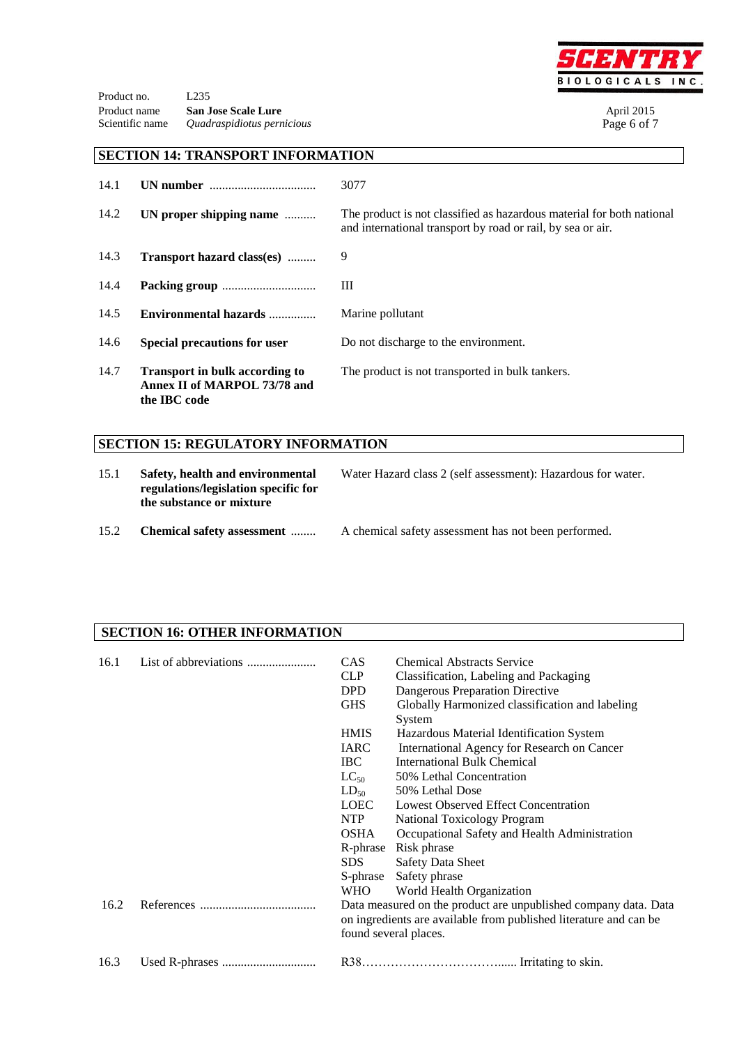## SECTION 14: TRANSPORT INFORMATION

| | | |
|---|---|---|
| 14.1 | **UN number** ................................ | 3077 |
| 14.2 | **UN proper shipping name** ......... | The product is not classified as hazardous material for both national and international transport by road or rail, by sea or air. |
| 14.3 | **Transport hazard class(es)** ........ | 9 |
| 14.4 | **Packing group** ............................. | III |
| 14.5 | **Environmental hazards** .............. | Marine pollutant |
| 14.6 | **Special precautions for user** | Do not discharge to the environment. |
| 14.7 | **Transport in bulk according to Annex II of MARPOL 73/78 and the IBC code** | The product is not transported in bulk tankers. |

## SECTION 15: REGULATORY INFORMATION

| | | |
|---|---|---|
| 15.1 | **Safety, health and environmental regulations/legislation specific for the substance or mixture** | Water Hazard class 2 (self assessment): Hazardous for water. |
| 15.2 | **Chemical safety assessment** ........ | A chemical safety assessment has not been performed. |

## SECTION 16: OTHER INFORMATION

16.1 List of abbreviations ......................

| | |
|---|---|
| CAS | Chemical Abstracts Service |
| CLP | Classification, Labeling and Packaging |
| DPD | Dangerous Preparation Directive |
| GHS | Globally Harmonized classification and labeling System |
| HMIS | Hazardous Material Identification System |
| IARC | International Agency for Research on Cancer |
| IBC | International Bulk Chemical |
| $LC_{50}$ | 50% Lethal Concentration |
| $LD_{50}$ | 50% Lethal Dose |
| LOEC | Lowest Observed Effect Concentration |
| NTP | National Toxicology Program |
| OSHA | Occupational Safety and Health Administration |
| R-phrase | Risk phrase |
| SDS | Safety Data Sheet |
| S-phrase | Safety phrase |
| WHO | World Health Organization |

16.2 References ..................................... Data measured on the product are unpublished company data. Data on ingredients are available from published literature and can be found several places.

16.3 Used R-phrases .............................. R38…………………………...... Irritating to skin.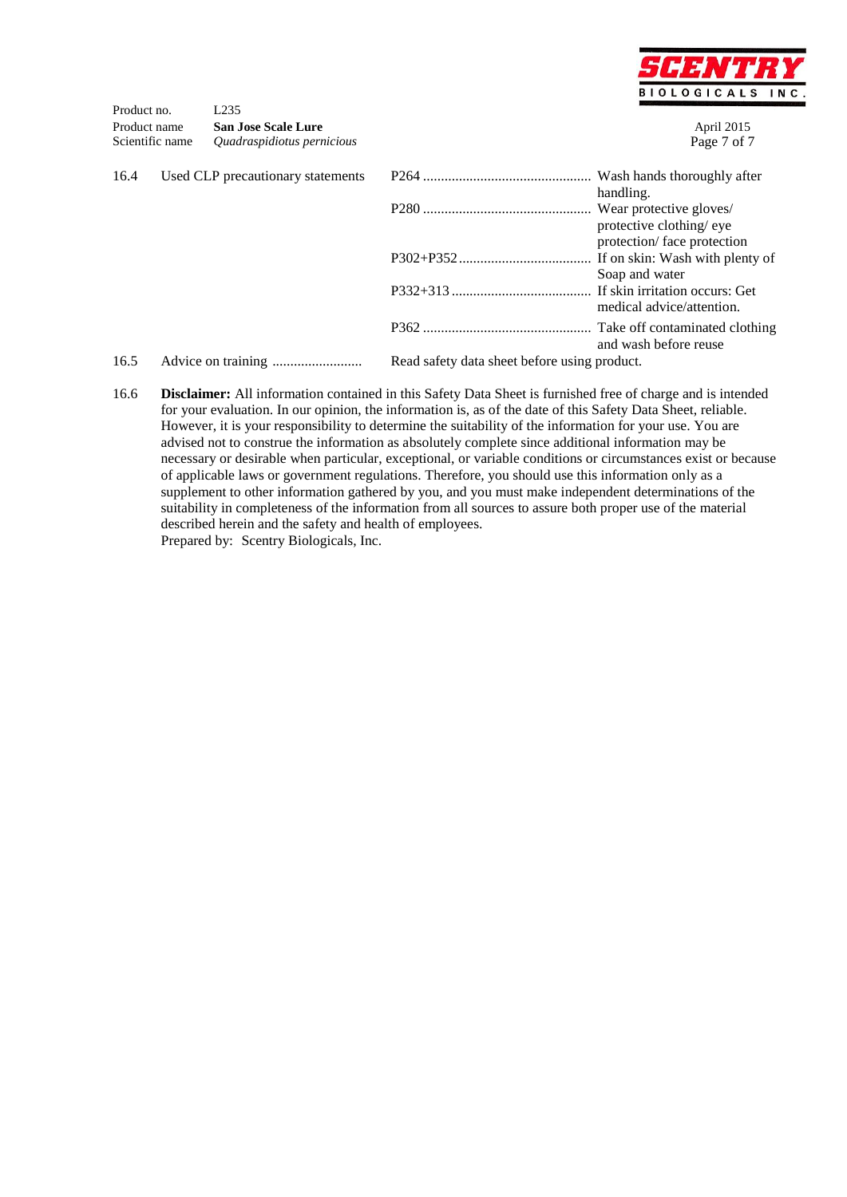16.4 Used CLP precautionary statements

| | |
|---|---|
| P264 | Wash hands thoroughly after handling. |
| P280 | Wear protective gloves/ protective clothing/ eye protection/ face protection |
| P302+P352 | If on skin: Wash with plenty of Soap and water |
| P332+313 | If skin irritation occurs: Get medical advice/attention. |
| P362 | Take off contaminated clothing and wash before reuse |

16.5 Advice on training ......................... Read safety data sheet before using product.

16.6 **Disclaimer:** All information contained in this Safety Data Sheet is furnished free of charge and is intended for your evaluation. In our opinion, the information is, as of the date of this Safety Data Sheet, reliable. However, it is your responsibility to determine the suitability of the information for your use. You are advised not to construe the information as absolutely complete since additional information may be necessary or desirable when particular, exceptional, or variable conditions or circumstances exist or because of applicable laws or government regulations. Therefore, you should use this information only as a supplement to other information gathered by you, and you must make independent determinations of the suitability in completeness of the information from all sources to assure both proper use of the material described herein and the safety and health of employees.
Prepared by: Scentry Biologicals, Inc.